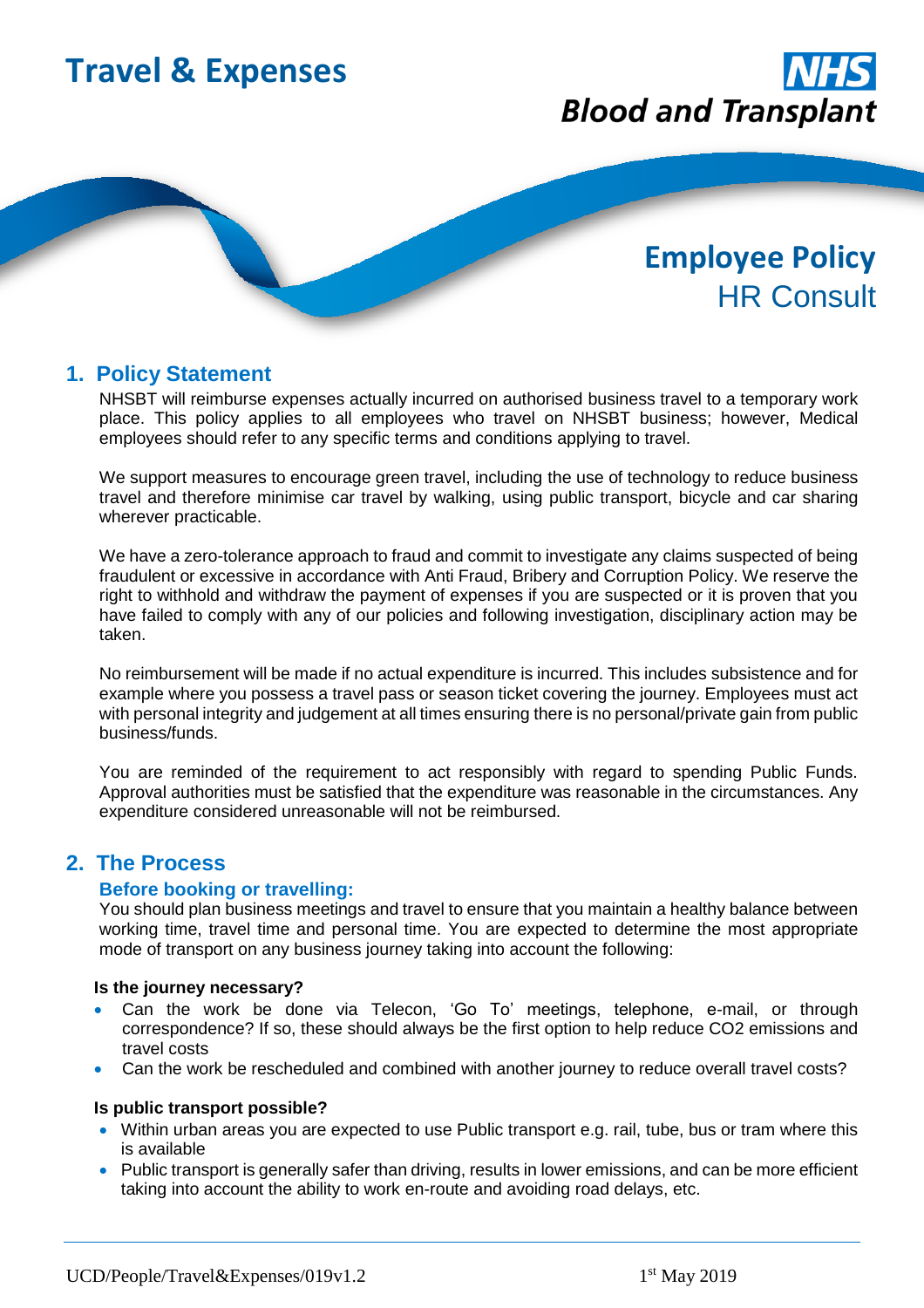# Travel & Expenses

**NHS Blood and Transplant**

**Employee Policy**
HR Consult

## 1. Policy Statement

NHSBT will reimburse expenses actually incurred on authorised business travel to a temporary work place. This policy applies to all employees who travel on NHSBT business; however, Medical employees should refer to any specific terms and conditions applying to travel.

We support measures to encourage green travel, including the use of technology to reduce business travel and therefore minimise car travel by walking, using public transport, bicycle and car sharing wherever practicable.

We have a zero-tolerance approach to fraud and commit to investigate any claims suspected of being fraudulent or excessive in accordance with Anti Fraud, Bribery and Corruption Policy. We reserve the right to withhold and withdraw the payment of expenses if you are suspected or it is proven that you have failed to comply with any of our policies and following investigation, disciplinary action may be taken.

No reimbursement will be made if no actual expenditure is incurred. This includes subsistence and for example where you possess a travel pass or season ticket covering the journey. Employees must act with personal integrity and judgement at all times ensuring there is no personal/private gain from public business/funds.

You are reminded of the requirement to act responsibly with regard to spending Public Funds. Approval authorities must be satisfied that the expenditure was reasonable in the circumstances. Any expenditure considered unreasonable will not be reimbursed.

## 2. The Process

### Before booking or travelling:

You should plan business meetings and travel to ensure that you maintain a healthy balance between working time, travel time and personal time. You are expected to determine the most appropriate mode of transport on any business journey taking into account the following:

**Is the journey necessary?**

- Can the work be done via Telecon, 'Go To' meetings, telephone, e-mail, or through correspondence? If so, these should always be the first option to help reduce $CO_2$ emissions and travel costs
- Can the work be rescheduled and combined with another journey to reduce overall travel costs?

**Is public transport possible?**

- Within urban areas you are expected to use Public transport e.g. rail, tube, bus or tram where this is available
- Public transport is generally safer than driving, results in lower emissions, and can be more efficient taking into account the ability to work en-route and avoiding road delays, etc.

UCD/People/Travel&Expenses/019v1.2 1st May 2019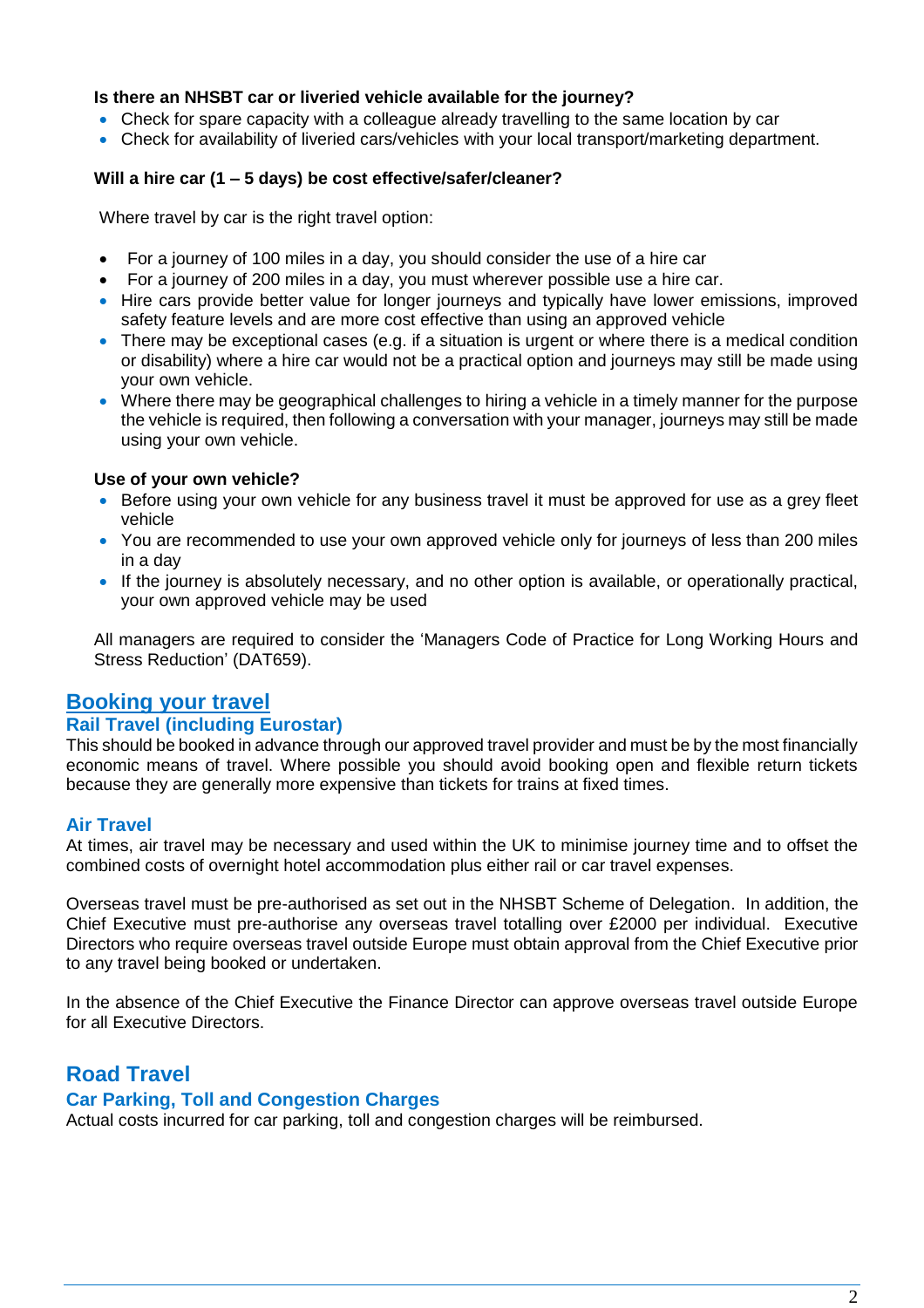**Is there an NHSBT car or liveried vehicle available for the journey?**

- Check for spare capacity with a colleague already travelling to the same location by car
- Check for availability of liveried cars/vehicles with your local transport/marketing department.

**Will a hire car (1 – 5 days) be cost effective/safer/cleaner?**

Where travel by car is the right travel option:

- For a journey of 100 miles in a day, you should consider the use of a hire car
- For a journey of 200 miles in a day, you must wherever possible use a hire car.
- Hire cars provide better value for longer journeys and typically have lower emissions, improved safety feature levels and are more cost effective than using an approved vehicle
- There may be exceptional cases (e.g. if a situation is urgent or where there is a medical condition or disability) where a hire car would not be a practical option and journeys may still be made using your own vehicle.
- Where there may be geographical challenges to hiring a vehicle in a timely manner for the purpose the vehicle is required, then following a conversation with your manager, journeys may still be made using your own vehicle.

**Use of your own vehicle?**

- Before using your own vehicle for any business travel it must be approved for use as a grey fleet vehicle
- You are recommended to use your own approved vehicle only for journeys of less than 200 miles in a day
- If the journey is absolutely necessary, and no other option is available, or operationally practical, your own approved vehicle may be used

All managers are required to consider the 'Managers Code of Practice for Long Working Hours and Stress Reduction' (DAT659).

## Booking your travel

### Rail Travel (including Eurostar)

This should be booked in advance through our approved travel provider and must be by the most financially economic means of travel. Where possible you should avoid booking open and flexible return tickets because they are generally more expensive than tickets for trains at fixed times.

### Air Travel

At times, air travel may be necessary and used within the UK to minimise journey time and to offset the combined costs of overnight hotel accommodation plus either rail or car travel expenses.

Overseas travel must be pre-authorised as set out in the NHSBT Scheme of Delegation. In addition, the Chief Executive must pre-authorise any overseas travel totalling over £2000 per individual. Executive Directors who require overseas travel outside Europe must obtain approval from the Chief Executive prior to any travel being booked or undertaken.

In the absence of the Chief Executive the Finance Director can approve overseas travel outside Europe for all Executive Directors.

## Road Travel

### Car Parking, Toll and Congestion Charges

Actual costs incurred for car parking, toll and congestion charges will be reimbursed.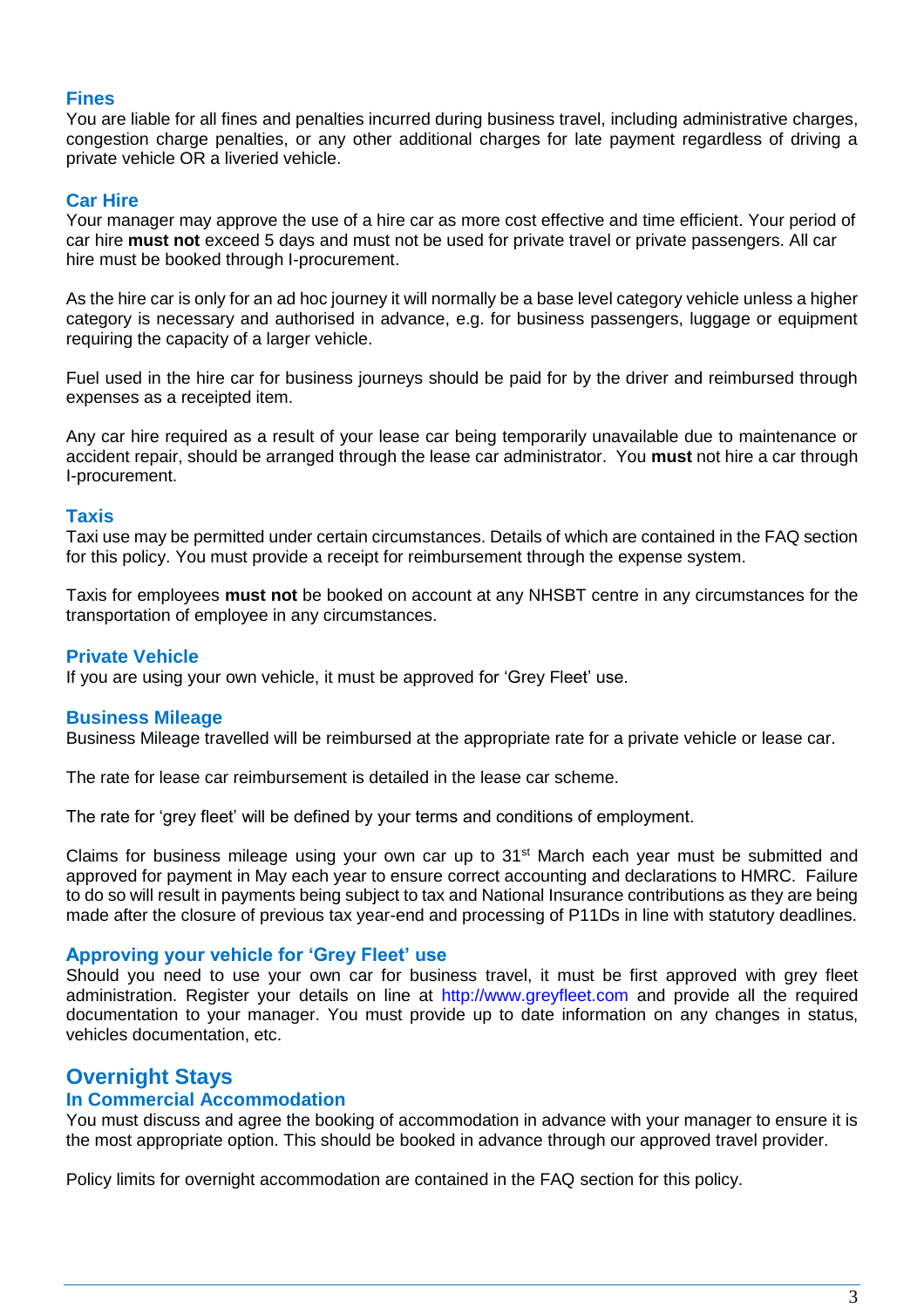### Fines

You are liable for all fines and penalties incurred during business travel, including administrative charges, congestion charge penalties, or any other additional charges for late payment regardless of driving a private vehicle OR a liveried vehicle.

### Car Hire

Your manager may approve the use of a hire car as more cost effective and time efficient. Your period of car hire **must not** exceed 5 days and must not be used for private travel or private passengers. All car hire must be booked through I-procurement.

As the hire car is only for an ad hoc journey it will normally be a base level category vehicle unless a higher category is necessary and authorised in advance, e.g. for business passengers, luggage or equipment requiring the capacity of a larger vehicle.

Fuel used in the hire car for business journeys should be paid for by the driver and reimbursed through expenses as a receipted item.

Any car hire required as a result of your lease car being temporarily unavailable due to maintenance or accident repair, should be arranged through the lease car administrator. You **must** not hire a car through I-procurement.

### Taxis

Taxi use may be permitted under certain circumstances. Details of which are contained in the FAQ section for this policy. You must provide a receipt for reimbursement through the expense system.

Taxis for employees **must not** be booked on account at any NHSBT centre in any circumstances for the transportation of employee in any circumstances.

### Private Vehicle

If you are using your own vehicle, it must be approved for 'Grey Fleet' use.

### Business Mileage

Business Mileage travelled will be reimbursed at the appropriate rate for a private vehicle or lease car.

The rate for lease car reimbursement is detailed in the lease car scheme.

The rate for 'grey fleet' will be defined by your terms and conditions of employment.

Claims for business mileage using your own car up to 31st March each year must be submitted and approved for payment in May each year to ensure correct accounting and declarations to HMRC. Failure to do so will result in payments being subject to tax and National Insurance contributions as they are being made after the closure of previous tax year-end and processing of P11Ds in line with statutory deadlines.

### Approving your vehicle for 'Grey Fleet' use

Should you need to use your own car for business travel, it must be first approved with grey fleet administration. Register your details on line at http://www.greyfleet.com and provide all the required documentation to your manager. You must provide up to date information on any changes in status, vehicles documentation, etc.

## Overnight Stays

### In Commercial Accommodation

You must discuss and agree the booking of accommodation in advance with your manager to ensure it is the most appropriate option. This should be booked in advance through our approved travel provider.

Policy limits for overnight accommodation are contained in the FAQ section for this policy.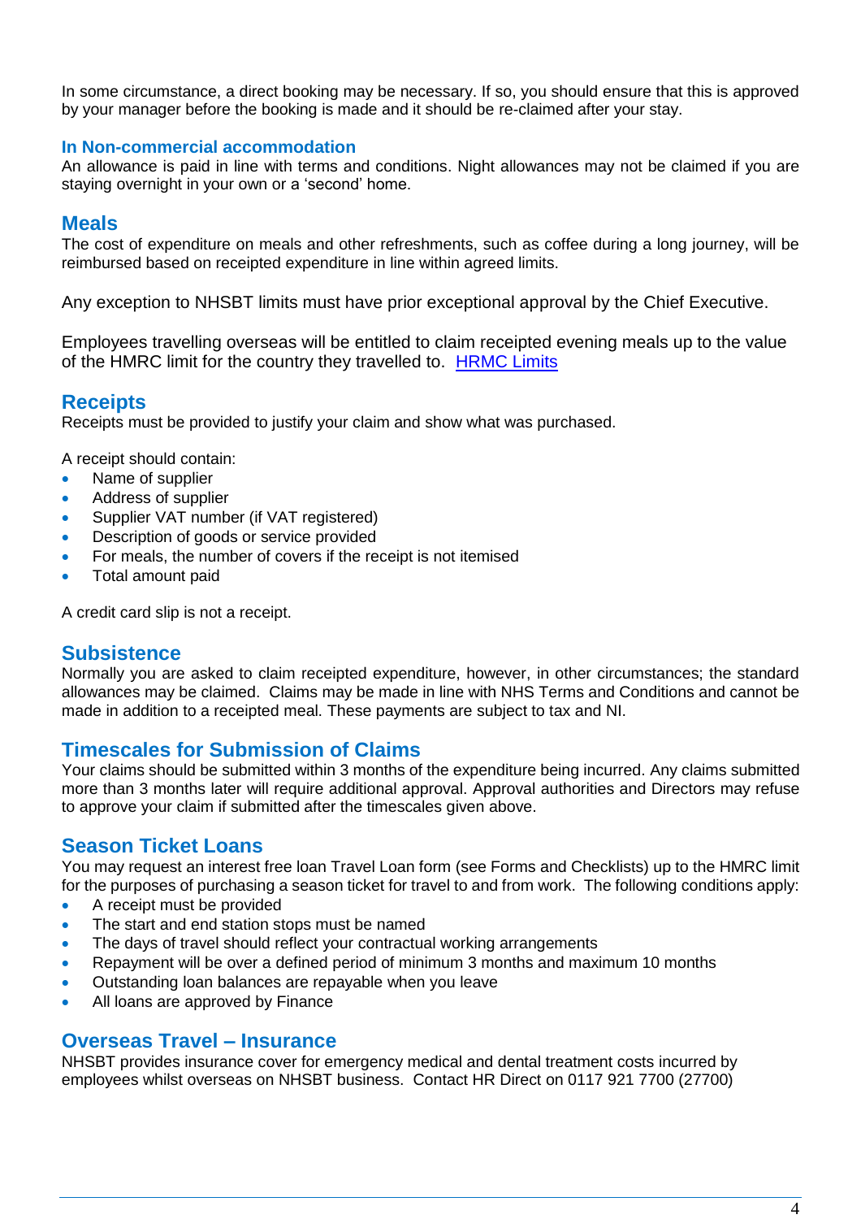In some circumstance, a direct booking may be necessary. If so, you should ensure that this is approved by your manager before the booking is made and it should be re-claimed after your stay.

### In Non-commercial accommodation

An allowance is paid in line with terms and conditions. Night allowances may not be claimed if you are staying overnight in your own or a 'second' home.

## Meals

The cost of expenditure on meals and other refreshments, such as coffee during a long journey, will be reimbursed based on receipted expenditure in line within agreed limits.

Any exception to NHSBT limits must have prior exceptional approval by the Chief Executive.

Employees travelling overseas will be entitled to claim receipted evening meals up to the value of the HMRC limit for the country they travelled to. HRMC Limits

## Receipts

Receipts must be provided to justify your claim and show what was purchased.

A receipt should contain:

- Name of supplier
- Address of supplier
- Supplier VAT number (if VAT registered)
- Description of goods or service provided
- For meals, the number of covers if the receipt is not itemised
- Total amount paid

A credit card slip is not a receipt.

## Subsistence

Normally you are asked to claim receipted expenditure, however, in other circumstances; the standard allowances may be claimed. Claims may be made in line with NHS Terms and Conditions and cannot be made in addition to a receipted meal. These payments are subject to tax and NI.

## Timescales for Submission of Claims

Your claims should be submitted within 3 months of the expenditure being incurred. Any claims submitted more than 3 months later will require additional approval. Approval authorities and Directors may refuse to approve your claim if submitted after the timescales given above.

## Season Ticket Loans

You may request an interest free loan Travel Loan form (see Forms and Checklists) up to the HMRC limit for the purposes of purchasing a season ticket for travel to and from work. The following conditions apply:

- A receipt must be provided
- The start and end station stops must be named
- The days of travel should reflect your contractual working arrangements
- Repayment will be over a defined period of minimum 3 months and maximum 10 months
- Outstanding loan balances are repayable when you leave
- All loans are approved by Finance

## Overseas Travel – Insurance

NHSBT provides insurance cover for emergency medical and dental treatment costs incurred by employees whilst overseas on NHSBT business. Contact HR Direct on 0117 921 7700 (27700)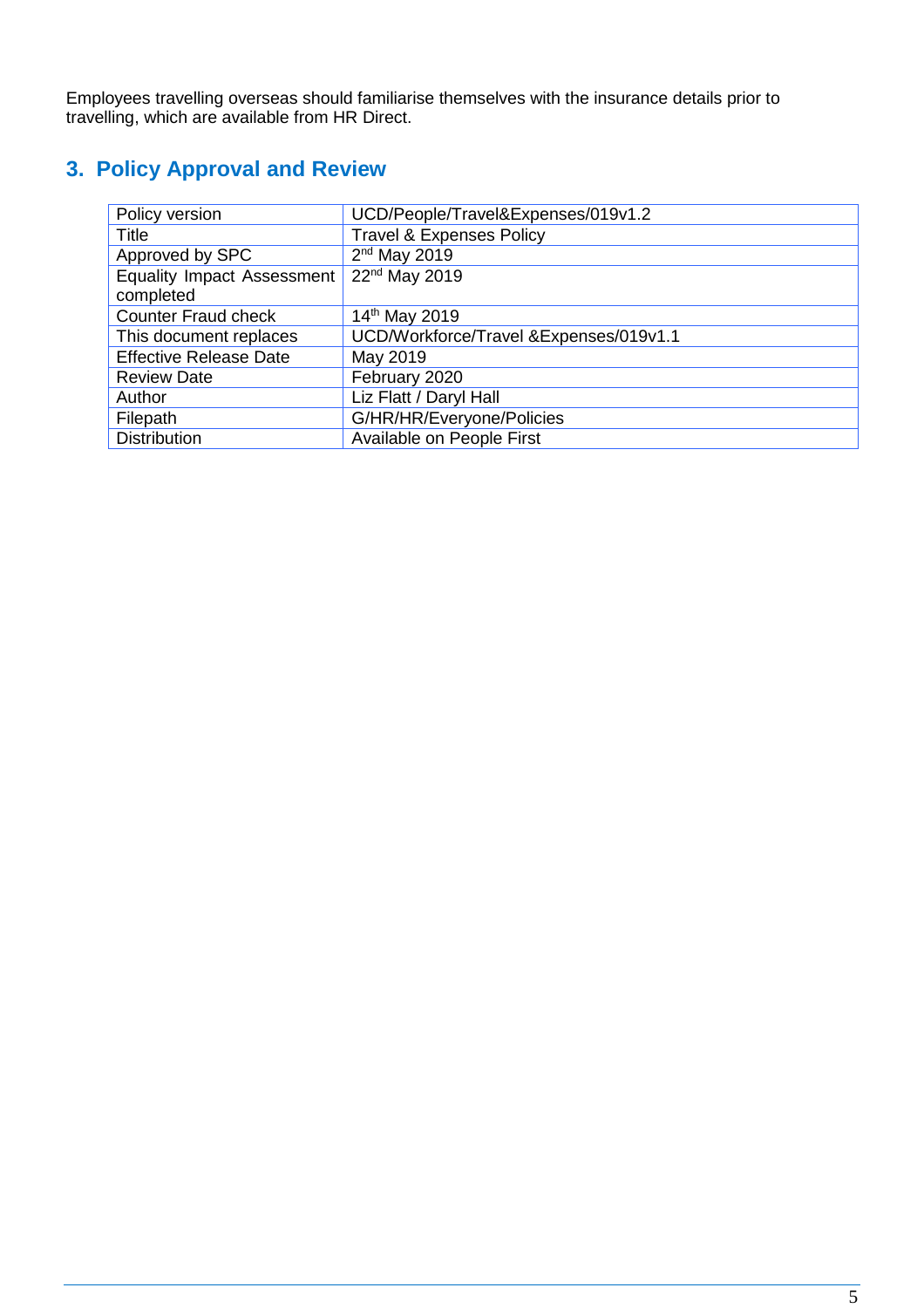Employees travelling overseas should familiarise themselves with the insurance details prior to travelling, which are available from HR Direct.

## 3. Policy Approval and Review

| | |
|---|---|
| Policy version | UCD/People/Travel&Expenses/019v1.2 |
| Title | Travel & Expenses Policy |
| Approved by SPC | 2nd May 2019 |
| Equality Impact Assessment completed | 22nd May 2019 |
| Counter Fraud check | 14th May 2019 |
| This document replaces | UCD/Workforce/Travel &Expenses/019v1.1 |
| Effective Release Date | May 2019 |
| Review Date | February 2020 |
| Author | Liz Flatt / Daryl Hall |
| Filepath | G/HR/HR/Everyone/Policies |
| Distribution | Available on People First |